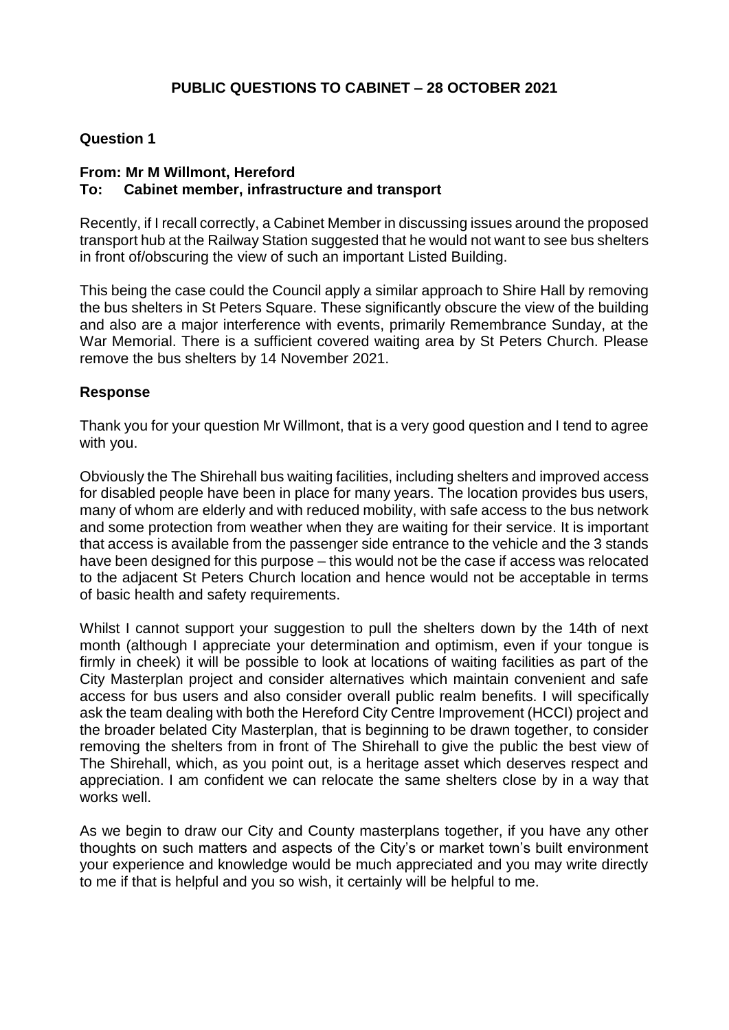# PUBLIC QUESTIONS TO CABINET – 28 OCTOBER 2021

## Question 1

**From: Mr M Willmont, Hereford**
**To: Cabinet member, infrastructure and transport**

Recently, if I recall correctly, a Cabinet Member in discussing issues around the proposed transport hub at the Railway Station suggested that he would not want to see bus shelters in front of/obscuring the view of such an important Listed Building.

This being the case could the Council apply a similar approach to Shire Hall by removing the bus shelters in St Peters Square. These significantly obscure the view of the building and also are a major interference with events, primarily Remembrance Sunday, at the War Memorial. There is a sufficient covered waiting area by St Peters Church. Please remove the bus shelters by 14 November 2021.

## Response

Thank you for your question Mr Willmont, that is a very good question and I tend to agree with you.

Obviously the The Shirehall bus waiting facilities, including shelters and improved access for disabled people have been in place for many years. The location provides bus users, many of whom are elderly and with reduced mobility, with safe access to the bus network and some protection from weather when they are waiting for their service. It is important that access is available from the passenger side entrance to the vehicle and the 3 stands have been designed for this purpose – this would not be the case if access was relocated to the adjacent St Peters Church location and hence would not be acceptable in terms of basic health and safety requirements.

Whilst I cannot support your suggestion to pull the shelters down by the 14th of next month (although I appreciate your determination and optimism, even if your tongue is firmly in cheek) it will be possible to look at locations of waiting facilities as part of the City Masterplan project and consider alternatives which maintain convenient and safe access for bus users and also consider overall public realm benefits. I will specifically ask the team dealing with both the Hereford City Centre Improvement (HCCI) project and the broader belated City Masterplan, that is beginning to be drawn together, to consider removing the shelters from in front of The Shirehall to give the public the best view of The Shirehall, which, as you point out, is a heritage asset which deserves respect and appreciation. I am confident we can relocate the same shelters close by in a way that works well.

As we begin to draw our City and County masterplans together, if you have any other thoughts on such matters and aspects of the City's or market town's built environment your experience and knowledge would be much appreciated and you may write directly to me if that is helpful and you so wish, it certainly will be helpful to me.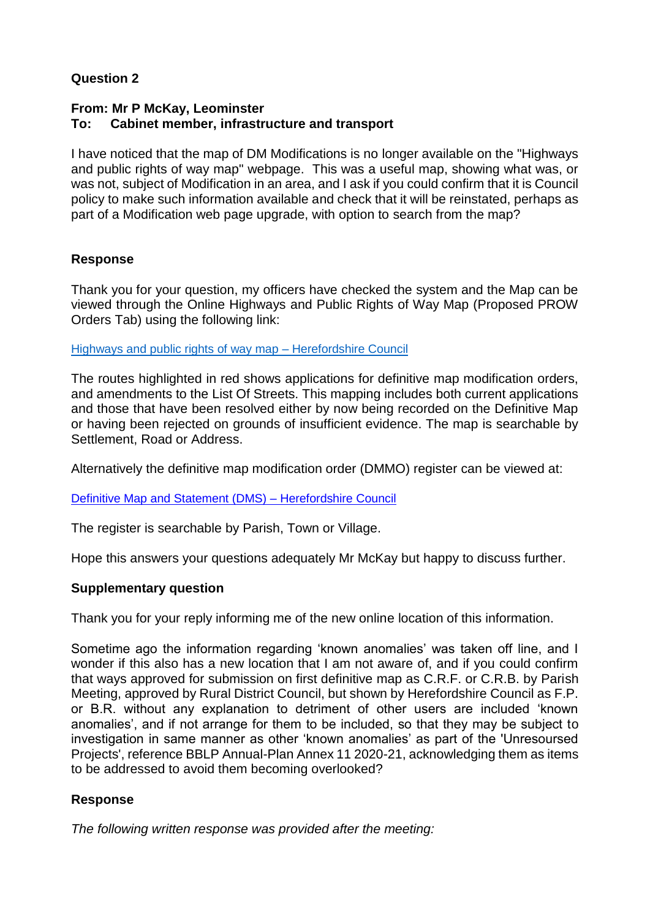**Question 2**

**From: Mr P McKay, Leominster**
**To: Cabinet member, infrastructure and transport**

I have noticed that the map of DM Modifications is no longer available on the "Highways and public rights of way map" webpage. This was a useful map, showing what was, or was not, subject of Modification in an area, and I ask if you could confirm that it is Council policy to make such information available and check that it will be reinstated, perhaps as part of a Modification web page upgrade, with option to search from the map?

**Response**

Thank you for your question, my officers have checked the system and the Map can be viewed through the Online Highways and Public Rights of Way Map (Proposed PROW Orders Tab) using the following link:

[Highways and public rights of way map – Herefordshire Council]()

The routes highlighted in red shows applications for definitive map modification orders, and amendments to the List Of Streets. This mapping includes both current applications and those that have been resolved either by now being recorded on the Definitive Map or having been rejected on grounds of insufficient evidence. The map is searchable by Settlement, Road or Address.

Alternatively the definitive map modification order (DMMO) register can be viewed at:

[Definitive Map and Statement (DMS) – Herefordshire Council]()

The register is searchable by Parish, Town or Village.

Hope this answers your questions adequately Mr McKay but happy to discuss further.

**Supplementary question**

Thank you for your reply informing me of the new online location of this information.

Sometime ago the information regarding 'known anomalies' was taken off line, and I wonder if this also has a new location that I am not aware of, and if you could confirm that ways approved for submission on first definitive map as C.R.F. or C.R.B. by Parish Meeting, approved by Rural District Council, but shown by Herefordshire Council as F.P. or B.R. without any explanation to detriment of other users are included 'known anomalies', and if not arrange for them to be included, so that they may be subject to investigation in same manner as other 'known anomalies' as part of the 'Unresourced Projects', reference BBLP Annual-Plan Annex 11 2020-21, acknowledging them as items to be addressed to avoid them becoming overlooked?

**Response**

*The following written response was provided after the meeting:*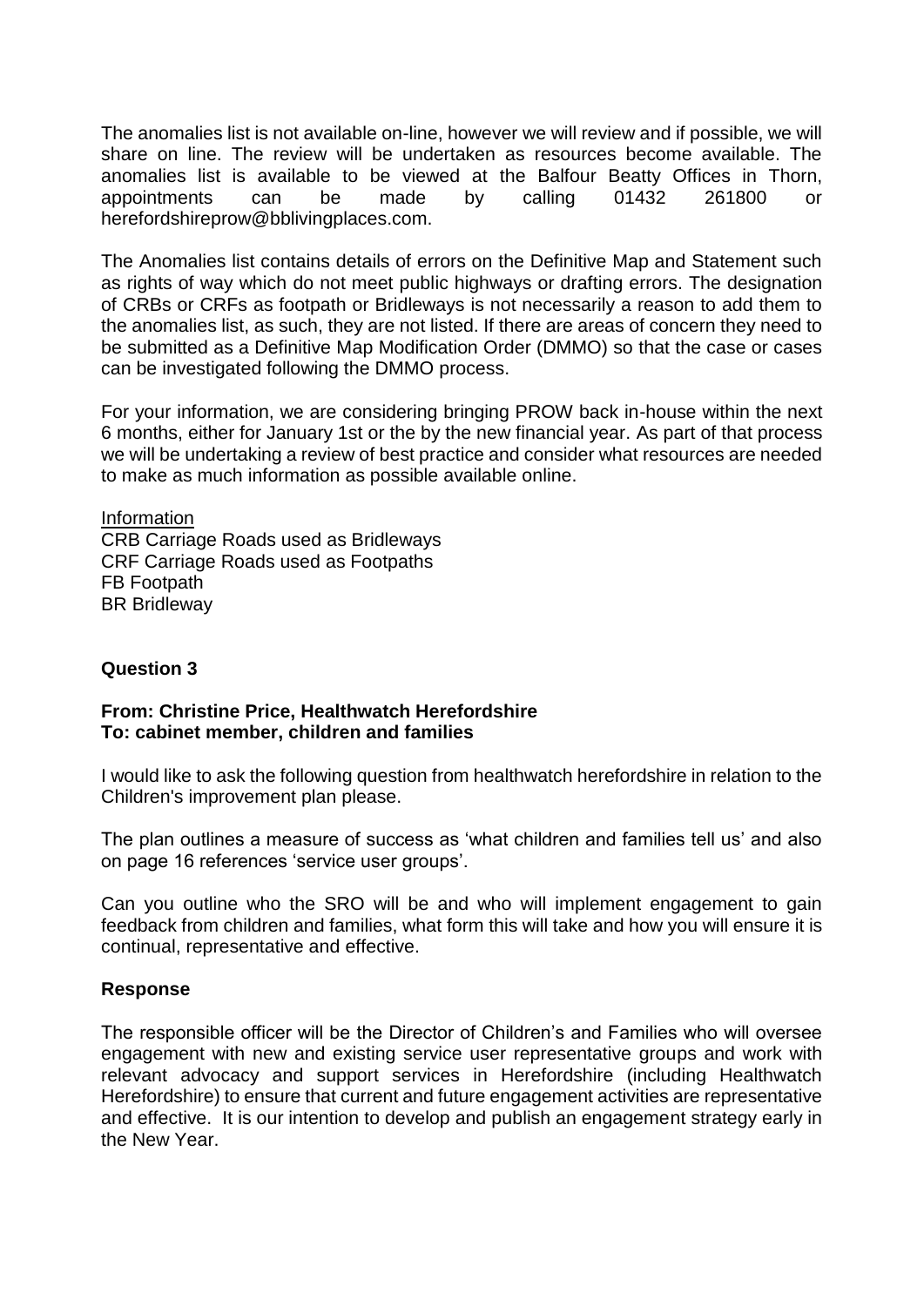The anomalies list is not available on-line, however we will review and if possible, we will share on line. The review will be undertaken as resources become available. The anomalies list is available to be viewed at the Balfour Beatty Offices in Thorn, appointments can be made by calling 01432 261800 or herefordshireprow@bblivingplaces.com.

The Anomalies list contains details of errors on the Definitive Map and Statement such as rights of way which do not meet public highways or drafting errors. The designation of CRBs or CRFs as footpath or Bridleways is not necessarily a reason to add them to the anomalies list, as such, they are not listed. If there are areas of concern they need to be submitted as a Definitive Map Modification Order (DMMO) so that the case or cases can be investigated following the DMMO process.

For your information, we are considering bringing PROW back in-house within the next 6 months, either for January 1st or the by the new financial year. As part of that process we will be undertaking a review of best practice and consider what resources are needed to make as much information as possible available online.

Information
CRB Carriage Roads used as Bridleways
CRF Carriage Roads used as Footpaths
FB Footpath
BR Bridleway

## Question 3

**From: Christine Price, Healthwatch Herefordshire**
**To: cabinet member, children and families**

I would like to ask the following question from healthwatch herefordshire in relation to the Children's improvement plan please.

The plan outlines a measure of success as 'what children and families tell us' and also on page 16 references 'service user groups'.

Can you outline who the SRO will be and who will implement engagement to gain feedback from children and families, what form this will take and how you will ensure it is continual, representative and effective.

### Response

The responsible officer will be the Director of Children's and Families who will oversee engagement with new and existing service user representative groups and work with relevant advocacy and support services in Herefordshire (including Healthwatch Herefordshire) to ensure that current and future engagement activities are representative and effective. It is our intention to develop and publish an engagement strategy early in the New Year.